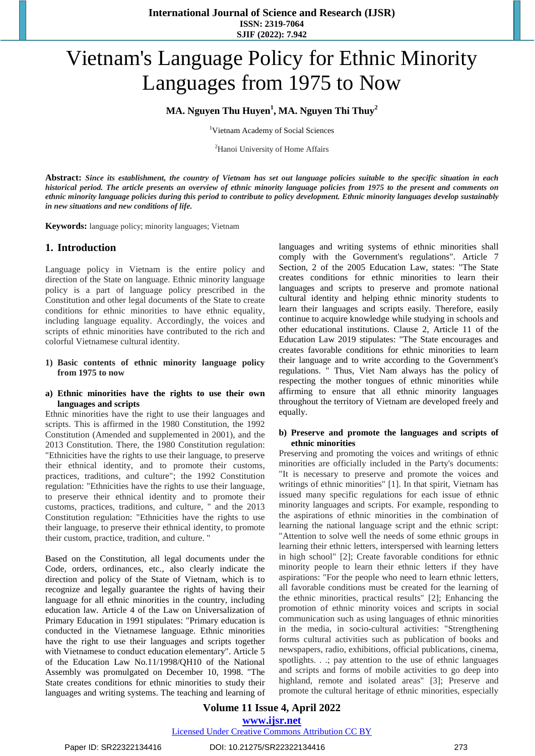# Vietnam's Language Policy for Ethnic Minority Languages from 1975 to Now

**MA. Nguyen Thu Huyen[1], MA. Nguyen Thi Thuy[2]**

[1]Vietnam Academy of Social Sciences

[2]Hanoi University of Home Affairs

**Abstract:** ***Since its establishment, the country of Vietnam has set out language policies suitable to the specific situation in each historical period. The article presents an overview of ethnic minority language policies from 1975 to the present and comments on ethnic minority language policies during this period to contribute to policy development. Ethnic minority languages develop sustainably in new situations and new conditions of life.***

**Keywords:** language policy; minority languages; Vietnam

## 1. Introduction

Language policy in Vietnam is the entire policy and direction of the State on language. Ethnic minority language policy is a part of language policy prescribed in the Constitution and other legal documents of the State to create conditions for ethnic minorities to have ethnic equality, including language equality. Accordingly, the voices and scripts of ethnic minorities have contributed to the rich and colorful Vietnamese cultural identity.

### 1) Basic contents of ethnic minority language policy from 1975 to now

#### a) Ethnic minorities have the rights to use their own languages and scripts

Ethnic minorities have the right to use their languages and scripts. This is affirmed in the 1980 Constitution, the 1992 Constitution (Amended and supplemented in 2001), and the 2013 Constitution. There, the 1980 Constitution regulation: "Ethnicities have the rights to use their language, to preserve their ethnical identity, and to promote their customs, practices, traditions, and culture"; the 1992 Constitution regulation: "Ethnicities have the rights to use their language, to preserve their ethnical identity and to promote their customs, practices, traditions, and culture, " and the 2013 Constitution regulation: "Ethnicities have the rights to use their language, to preserve their ethnical identity, to promote their custom, practice, tradition, and culture. "

Based on the Constitution, all legal documents under the Code, orders, ordinances, etc., also clearly indicate the direction and policy of the State of Vietnam, which is to recognize and legally guarantee the rights of having their language for all ethnic minorities in the country, including education law. Article 4 of the Law on Universalization of Primary Education in 1991 stipulates: "Primary education is conducted in the Vietnamese language. Ethnic minorities have the right to use their languages and scripts together with Vietnamese to conduct education elementary". Article 5 of the Education Law No.11/1998/QH10 of the National Assembly was promulgated on December 10, 1998. "The State creates conditions for ethnic minorities to study their languages and writing systems. The teaching and learning of languages and writing systems of ethnic minorities shall comply with the Government's regulations". Article 7 Section, 2 of the 2005 Education Law, states: "The State creates conditions for ethnic minorities to learn their languages and scripts to preserve and promote national cultural identity and helping ethnic minority students to learn their languages and scripts easily. Therefore, easily continue to acquire knowledge while studying in schools and other educational institutions. Clause 2, Article 11 of the Education Law 2019 stipulates: "The State encourages and creates favorable conditions for ethnic minorities to learn their language and to write according to the Government's regulations. " Thus, Viet Nam always has the policy of respecting the mother tongues of ethnic minorities while affirming to ensure that all ethnic minority languages throughout the territory of Vietnam are developed freely and equally.

#### b) Preserve and promote the languages and scripts of ethnic minorities

Preserving and promoting the voices and writings of ethnic minorities are officially included in the Party's documents: "It is necessary to preserve and promote the voices and writings of ethnic minorities" [1]. In that spirit, Vietnam has issued many specific regulations for each issue of ethnic minority languages and scripts. For example, responding to the aspirations of ethnic minorities in the combination of learning the national language script and the ethnic script: "Attention to solve well the needs of some ethnic groups in learning their ethnic letters, interspersed with learning letters in high school" [2]; Create favorable conditions for ethnic minority people to learn their ethnic letters if they have aspirations: "For the people who need to learn ethnic letters, all favorable conditions must be created for the learning of the ethnic minorities, practical results" [2]; Enhancing the promotion of ethnic minority voices and scripts in social communication such as using languages of ethnic minorities in the media, in socio-cultural activities: "Strengthening forms cultural activities such as publication of books and newspapers, radio, exhibitions, official publications, cinema, spotlights. . .; pay attention to the use of ethnic languages and scripts and forms of mobile activities to go deep into highland, remote and isolated areas" [3]; Preserve and promote the cultural heritage of ethnic minorities, especially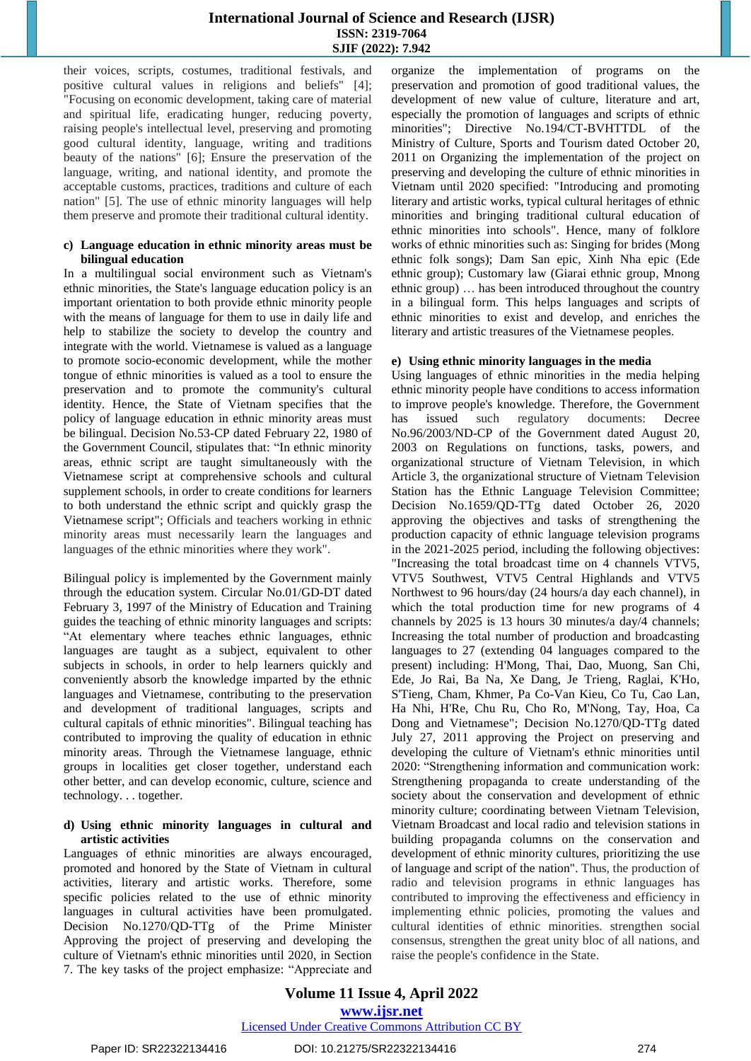their voices, scripts, costumes, traditional festivals, and positive cultural values in religions and beliefs" [4]; "Focusing on economic development, taking care of material and spiritual life, eradicating hunger, reducing poverty, raising people's intellectual level, preserving and promoting good cultural identity, language, writing and traditions beauty of the nations" [6]; Ensure the preservation of the language, writing, and national identity, and promote the acceptable customs, practices, traditions and culture of each nation" [5]. The use of ethnic minority languages will help them preserve and promote their traditional cultural identity.

**c) Language education in ethnic minority areas must be bilingual education**

In a multilingual social environment such as Vietnam's ethnic minorities, the State's language education policy is an important orientation to both provide ethnic minority people with the means of language for them to use in daily life and help to stabilize the society to develop the country and integrate with the world. Vietnamese is valued as a language to promote socio-economic development, while the mother tongue of ethnic minorities is valued as a tool to ensure the preservation and to promote the community's cultural identity. Hence, the State of Vietnam specifies that the policy of language education in ethnic minority areas must be bilingual. Decision No.53-CP dated February 22, 1980 of the Government Council, stipulates that: "In ethnic minority areas, ethnic script are taught simultaneously with the Vietnamese script at comprehensive schools and cultural supplement schools, in order to create conditions for learners to both understand the ethnic script and quickly grasp the Vietnamese script"; Officials and teachers working in ethnic minority areas must necessarily learn the languages and languages of the ethnic minorities where they work".

Bilingual policy is implemented by the Government mainly through the education system. Circular No.01/GD-DT dated February 3, 1997 of the Ministry of Education and Training guides the teaching of ethnic minority languages and scripts: "At elementary where teaches ethnic languages, ethnic languages are taught as a subject, equivalent to other subjects in schools, in order to help learners quickly and conveniently absorb the knowledge imparted by the ethnic languages and Vietnamese, contributing to the preservation and development of traditional languages, scripts and cultural capitals of ethnic minorities". Bilingual teaching has contributed to improving the quality of education in ethnic minority areas. Through the Vietnamese language, ethnic groups in localities get closer together, understand each other better, and can develop economic, culture, science and technology. . . together.

**d) Using ethnic minority languages in cultural and artistic activities**

Languages of ethnic minorities are always encouraged, promoted and honored by the State of Vietnam in cultural activities, literary and artistic works. Therefore, some specific policies related to the use of ethnic minority languages in cultural activities have been promulgated. Decision No.1270/QD-TTg of the Prime Minister Approving the project of preserving and developing the culture of Vietnam's ethnic minorities until 2020, in Section 7. The key tasks of the project emphasize: "Appreciate and organize the implementation of programs on the preservation and promotion of good traditional values, the development of new value of culture, literature and art, especially the promotion of languages and scripts of ethnic minorities"; Directive No.194/CT-BVHTTDL of the Ministry of Culture, Sports and Tourism dated October 20, 2011 on Organizing the implementation of the project on preserving and developing the culture of ethnic minorities in Vietnam until 2020 specified: "Introducing and promoting literary and artistic works, typical cultural heritages of ethnic minorities and bringing traditional cultural education of ethnic minorities into schools". Hence, many of folklore works of ethnic minorities such as: Singing for brides (Mong ethnic folk songs); Dam San epic, Xinh Nha epic (Ede ethnic group); Customary law (Giarai ethnic group, Mnong ethnic group) … has been introduced throughout the country in a bilingual form. This helps languages and scripts of ethnic minorities to exist and develop, and enriches the literary and artistic treasures of the Vietnamese peoples.

**e) Using ethnic minority languages in the media**

Using languages of ethnic minorities in the media helping ethnic minority people have conditions to access information to improve people's knowledge. Therefore, the Government has issued such regulatory documents: Decree No.96/2003/ND-CP of the Government dated August 20, 2003 on Regulations on functions, tasks, powers, and organizational structure of Vietnam Television, in which Article 3, the organizational structure of Vietnam Television Station has the Ethnic Language Television Committee; Decision No.1659/QD-TTg dated October 26, 2020 approving the objectives and tasks of strengthening the production capacity of ethnic language television programs in the 2021-2025 period, including the following objectives: "Increasing the total broadcast time on 4 channels VTV5, VTV5 Southwest, VTV5 Central Highlands and VTV5 Northwest to 96 hours/day (24 hours/a day each channel), in which the total production time for new programs of 4 channels by 2025 is 13 hours 30 minutes/a day/4 channels; Increasing the total number of production and broadcasting languages to 27 (extending 04 languages compared to the present) including: H'Mong, Thai, Dao, Muong, San Chi, Ede, Jo Rai, Ba Na, Xe Dang, Je Trieng, Raglai, K'Ho, S'Tieng, Cham, Khmer, Pa Co-Van Kieu, Co Tu, Cao Lan, Ha Nhi, H'Re, Chu Ru, Cho Ro, M'Nong, Tay, Hoa, Ca Dong and Vietnamese"; Decision No.1270/QD-TTg dated July 27, 2011 approving the Project on preserving and developing the culture of Vietnam's ethnic minorities until 2020: "Strengthening information and communication work: Strengthening propaganda to create understanding of the society about the conservation and development of ethnic minority culture; coordinating between Vietnam Television, Vietnam Broadcast and local radio and television stations in building propaganda columns on the conservation and development of ethnic minority cultures, prioritizing the use of language and script of the nation". Thus, the production of radio and television programs in ethnic languages has contributed to improving the effectiveness and efficiency in implementing ethnic policies, promoting the values and cultural identities of ethnic minorities. strengthen social consensus, strengthen the great unity bloc of all nations, and raise the people's confidence in the State.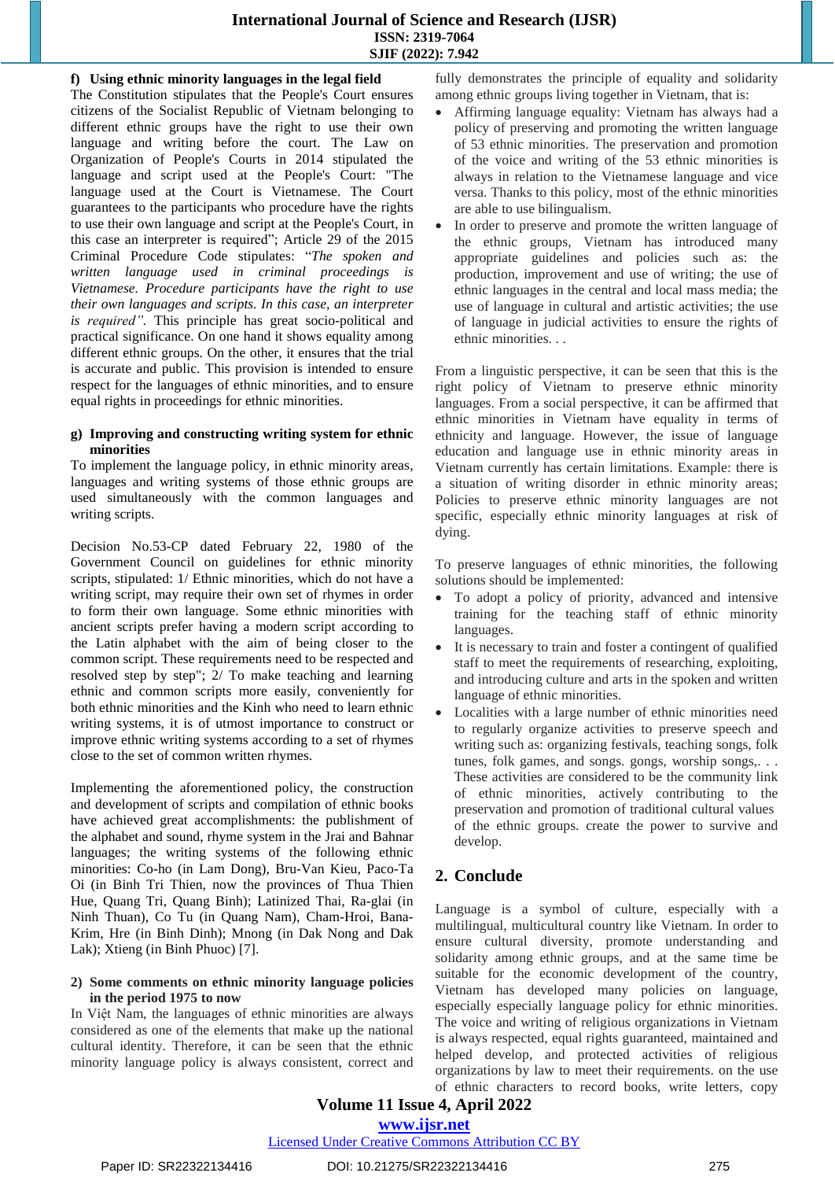#### f) Using ethnic minority languages in the legal field

The Constitution stipulates that the People's Court ensures citizens of the Socialist Republic of Vietnam belonging to different ethnic groups have the right to use their own language and writing before the court. The Law on Organization of People's Courts in 2014 stipulated the language and script used at the People's Court: "The language used at the Court is Vietnamese. The Court guarantees to the participants who procedure have the rights to use their own language and script at the People's Court, in this case an interpreter is required"; Article 29 of the 2015 Criminal Procedure Code stipulates: "*The spoken and written language used in criminal proceedings is Vietnamese. Procedure participants have the right to use their own languages and scripts. In this case, an interpreter is required*". This principle has great socio-political and practical significance. On one hand it shows equality among different ethnic groups. On the other, it ensures that the trial is accurate and public. This provision is intended to ensure respect for the languages of ethnic minorities, and to ensure equal rights in proceedings for ethnic minorities.

#### g) Improving and constructing writing system for ethnic minorities

To implement the language policy, in ethnic minority areas, languages and writing systems of those ethnic groups are used simultaneously with the common languages and writing scripts.

Decision No.53-CP dated February 22, 1980 of the Government Council on guidelines for ethnic minority scripts, stipulated: 1/ Ethnic minorities, which do not have a writing script, may require their own set of rhymes in order to form their own language. Some ethnic minorities with ancient scripts prefer having a modern script according to the Latin alphabet with the aim of being closer to the common script. These requirements need to be respected and resolved step by step"; 2/ To make teaching and learning ethnic and common scripts more easily, conveniently for both ethnic minorities and the Kinh who need to learn ethnic writing systems, it is of utmost importance to construct or improve ethnic writing systems according to a set of rhymes close to the set of common written rhymes.

Implementing the aforementioned policy, the construction and development of scripts and compilation of ethnic books have achieved great accomplishments: the publishment of the alphabet and sound, rhyme system in the Jrai and Bahnar languages; the writing systems of the following ethnic minorities: Co-ho (in Lam Dong), Bru-Van Kieu, Paco-Ta Oi (in Binh Tri Thien, now the provinces of Thua Thien Hue, Quang Tri, Quang Binh); Latinized Thai, Ra-glai (in Ninh Thuan), Co Tu (in Quang Nam), Cham-Hroi, Bana-Krim, Hre (in Binh Dinh); Mnong (in Dak Nong and Dak Lak); Xtieng (in Binh Phuoc) [7].

### 2) Some comments on ethnic minority language policies in the period 1975 to now

In Việt Nam, the languages of ethnic minorities are always considered as one of the elements that make up the national cultural identity. Therefore, it can be seen that the ethnic minority language policy is always consistent, correct and fully demonstrates the principle of equality and solidarity among ethnic groups living together in Vietnam, that is:

- Affirming language equality: Vietnam has always had a policy of preserving and promoting the written language of 53 ethnic minorities. The preservation and promotion of the voice and writing of the 53 ethnic minorities is always in relation to the Vietnamese language and vice versa. Thanks to this policy, most of the ethnic minorities are able to use bilingualism.
- In order to preserve and promote the written language of the ethnic groups, Vietnam has introduced many appropriate guidelines and policies such as: the production, improvement and use of writing; the use of ethnic languages in the central and local mass media; the use of language in cultural and artistic activities; the use of language in judicial activities to ensure the rights of ethnic minorities. . .

From a linguistic perspective, it can be seen that this is the right policy of Vietnam to preserve ethnic minority languages. From a social perspective, it can be affirmed that ethnic minorities in Vietnam have equality in terms of ethnicity and language. However, the issue of language education and language use in ethnic minority areas in Vietnam currently has certain limitations. Example: there is a situation of writing disorder in ethnic minority areas; Policies to preserve ethnic minority languages are not specific, especially ethnic minority languages at risk of dying.

To preserve languages of ethnic minorities, the following solutions should be implemented:

- To adopt a policy of priority, advanced and intensive training for the teaching staff of ethnic minority languages.
- It is necessary to train and foster a contingent of qualified staff to meet the requirements of researching, exploiting, and introducing culture and arts in the spoken and written language of ethnic minorities.
- Localities with a large number of ethnic minorities need to regularly organize activities to preserve speech and writing such as: organizing festivals, teaching songs, folk tunes, folk games, and songs. gongs, worship songs,. . . These activities are considered to be the community link of ethnic minorities, actively contributing to the preservation and promotion of traditional cultural values of the ethnic groups. create the power to survive and develop.

## 2. Conclude

Language is a symbol of culture, especially with a multilingual, multicultural country like Vietnam. In order to ensure cultural diversity, promote understanding and solidarity among ethnic groups, and at the same time be suitable for the economic development of the country, Vietnam has developed many policies on language, especially especially language policy for ethnic minorities. The voice and writing of religious organizations in Vietnam is always respected, equal rights guaranteed, maintained and helped develop, and protected activities of religious organizations by law to meet their requirements. on the use of ethnic characters to record books, write letters, copy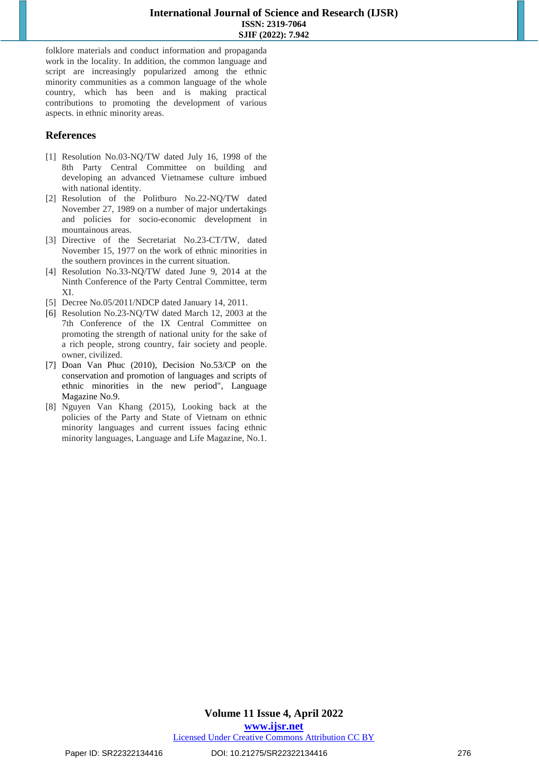folklore materials and conduct information and propaganda work in the locality. In addition, the common language and script are increasingly popularized among the ethnic minority communities as a common language of the whole country, which has been and is making practical contributions to promoting the development of various aspects. in ethnic minority areas.

## References

[1] Resolution No.03-NQ/TW dated July 16, 1998 of the 8th Party Central Committee on building and developing an advanced Vietnamese culture imbued with national identity.

[2] Resolution of the Politburo No.22-NQ/TW dated November 27, 1989 on a number of major undertakings and policies for socio-economic development in mountainous areas.

[3] Directive of the Secretariat No.23-CT/TW, dated November 15, 1977 on the work of ethnic minorities in the southern provinces in the current situation.

[4] Resolution No.33-NQ/TW dated June 9, 2014 at the Ninth Conference of the Party Central Committee, term XI.

[5] Decree No.05/2011/NDCP dated January 14, 2011.

[6] Resolution No.23-NQ/TW dated March 12, 2003 at the 7th Conference of the IX Central Committee on promoting the strength of national unity for the sake of a rich people, strong country, fair society and people. owner, civilized.

[7] Doan Van Phuc (2010), Decision No.53/CP on the conservation and promotion of languages and scripts of ethnic minorities in the new period", Language Magazine No.9.

[8] Nguyen Van Khang (2015), Looking back at the policies of the Party and State of Vietnam on ethnic minority languages and current issues facing ethnic minority languages, Language and Life Magazine, No.1.